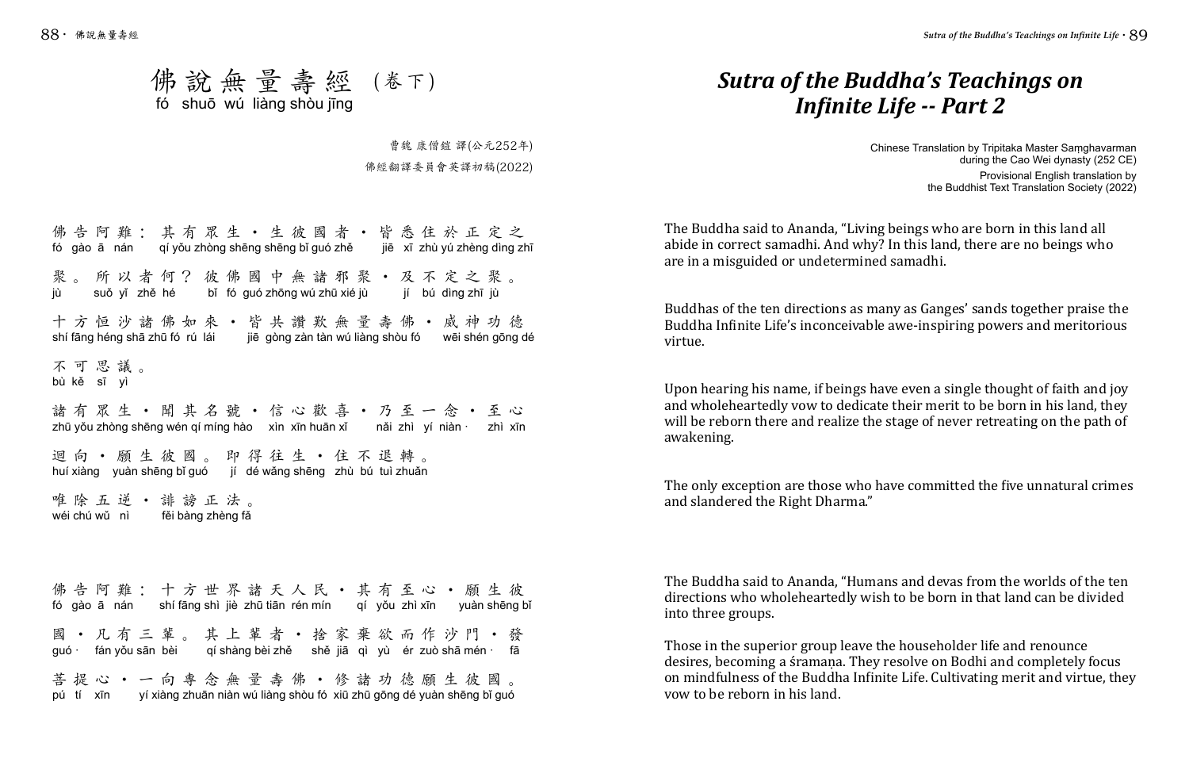# 佛說無量壽經（卷下）

fó shuō wú liàng shòu jīng

曹魏 康僧鎧 譯(公元252年)

佛經翻譯委員會英譯初稿(2022)

佛告阿難：其有眾生．生彼國者．皆悉住於正定之聚。所以者何？彼佛國中無諸邪聚．及不定之聚。

fó gào ā nán qí yǒu zhòng shēng shēng bǐ guó zhě jiē xī zhù yú zhèng dìng zhī jù suǒ yǐ zhě hé bǐ fó guó zhōng wú zhū xié jù jí bú dìng zhī jù

十方恒沙諸佛如來．皆共讚歎無量壽佛．威神功德不可思議。

shí fāng héng shā zhū fó rú lái jiē gòng zàn tàn wú liàng shòu fó wēi shén gōng dé bù kě sī yì

諸有眾生．聞其名號．信心歡喜．乃至一念．至心迴向．願生彼國。即得往生．住不退轉。

zhū yǒu zhòng shēng wén qí míng hào xìn xīn huān xǐ nǎi zhì yí niàn · zhì xīn huí xiàng yuàn shēng bǐ guó jí dé wǎng shēng zhù bú tuì zhuǎn

唯除五逆．誹謗正法。

wéi chú wǔ nì fěi bàng zhèng fǎ

佛告阿難：十方世界諸天人民．其有至心．願生彼國．凡有三輩。其上輩者．捨家棄欲而作沙門．發菩提心．一向專念無量壽佛．修諸功德願生彼國。

fó gào ā nán shí fāng shì jiè zhū tiān rén mín qí yǒu zhì xīn yuàn shēng bǐ guó · fán yǒu sān bèi qí shàng bèi zhě shě jiā qì yù ér zuò shā mén · fā pú tí xīn yí xiàng zhuān niàn wú liàng shòu fó xiū zhū gōng dé yuàn shēng bǐ guó

# *Sutra of the Buddha's Teachings on Infinite Life -- Part 2*

Chinese Translation by Tripitaka Master Saṃghavarman during the Cao Wei dynasty (252 CE)

Provisional English translation by the Buddhist Text Translation Society (2022)

The Buddha said to Ananda, "Living beings who are born in this land all abide in correct samadhi. And why? In this land, there are no beings who are in a misguided or undetermined samadhi.

Buddhas of the ten directions as many as Ganges' sands together praise the Buddha Infinite Life's inconceivable awe-inspiring powers and meritorious virtue.

Upon hearing his name, if beings have even a single thought of faith and joy and wholeheartedly vow to dedicate their merit to be born in his land, they will be reborn there and realize the stage of never retreating on the path of awakening.

The only exception are those who have committed the five unnatural crimes and slandered the Right Dharma."

The Buddha said to Ananda, "Humans and devas from the worlds of the ten directions who wholeheartedly wish to be born in that land can be divided into three groups.

Those in the superior group leave the householder life and renounce desires, becoming a śramaṇa. They resolve on Bodhi and completely focus on mindfulness of the Buddha Infinite Life. Cultivating merit and virtue, they vow to be reborn in his land.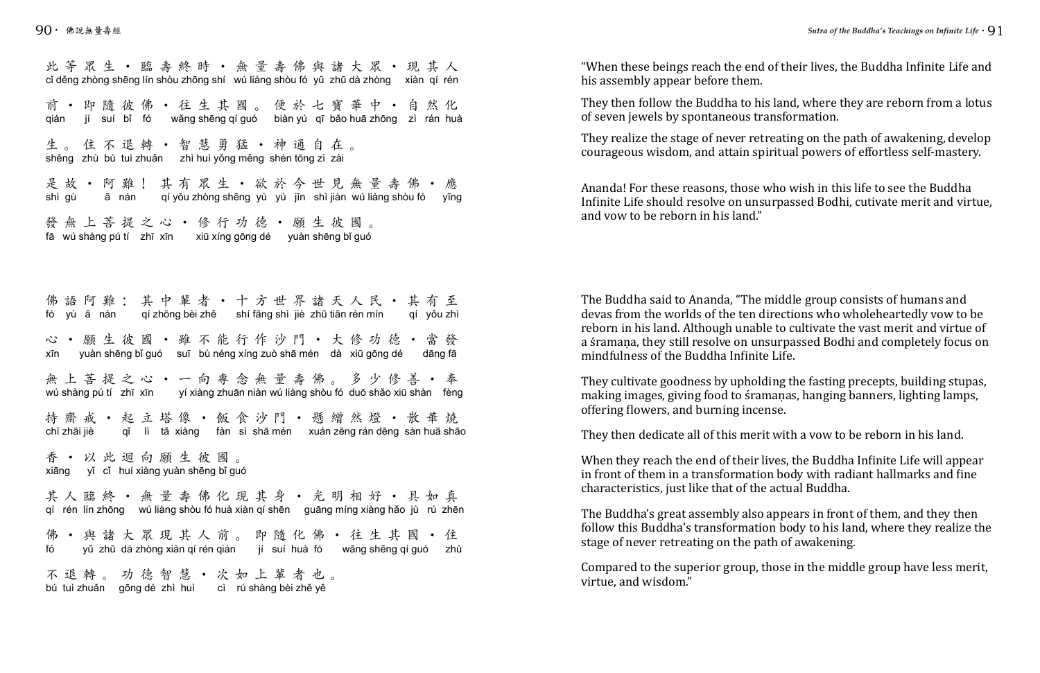此等眾生・臨壽終時・無量壽佛與諸大眾・現其人
cǐ děng zhòng shēng lín shòu zhōng shí wú liàng shòu fó yǔ zhū dà zhòng xiàn qí rén

前・即隨彼佛・往生其國。便於七寶華中・自然化
qián jí suí bǐ fó wǎng shēng qí guó biàn yú qī bǎo huā zhōng zì rán huà

生。住不退轉・智慧勇猛・神通自在。
shēng zhù bú tuì zhuǎn zhì huì yǒng měng shén tōng zì zài

是故・阿難！其有眾生・欲於今世見無量壽佛・應
shì gù ā nán qí yǒu zhòng shēng yù yú jīn shì jiàn wú liàng shòu fó yīng

發無上菩提之心・修行功德・願生彼國。
fā wú shàng pú tí zhī xīn xiū xíng gōng dé yuàn shēng bǐ guó

"When these beings reach the end of their lives, the Buddha Infinite Life and his assembly appear before them.

They then follow the Buddha to his land, where they are reborn from a lotus of seven jewels by spontaneous transformation.

They realize the stage of never retreating on the path of awakening, develop courageous wisdom, and attain spiritual powers of effortless self-mastery.

Ananda! For these reasons, those who wish in this life to see the Buddha Infinite Life should resolve on unsurpassed Bodhi, cutivate merit and virtue, and vow to be reborn in his land."

佛語阿難：其中輩者・十方世界諸天人民・其有至
fó yù ā nán qí zhōng bèi zhě shí fāng shì jiè zhū tiān rén mín qí yǒu zhì

心・願生彼國・雖不能行作沙門・大修功德・當發
xīn yuàn shēng bǐ guó suī bù néng xíng zuò shā mén dà xiū gōng dé dāng fā

無上菩提之心・一向專念無量壽佛。多少修善・奉
wú shàng pú tí zhī xīn yí xiàng zhuān niàn wú liàng shòu fó duō shǎo xiū shàn fèng

持齋戒・起立塔像・飯食沙門・懸繒然燈・散華燒
chí zhāi jiè qǐ lì tǎ xiàng fàn sì shā mén xuán zēng rán dēng sàn huā shāo

香・以此迴向願生彼國。
xiāng yǐ cǐ huí xiàng yuàn shēng bǐ guó

其人臨終・無量壽佛化現其身・光明相好・具如真
qí rén lín zhōng wú liàng shòu fó huà xiàn qí shēn guāng míng xiàng hǎo jù rú zhēn

佛・與諸大眾現其人前。即隨化佛・往生其國・住
fó yǔ zhū dà zhòng xiàn qí rén qián jí suí huà fó wǎng shēng qí guó zhù

不退轉。功德智慧・次如上輩者也。
bú tuì zhuǎn gōng dé zhì huì cì rú shàng bèi zhě yě

The Buddha said to Ananda, "The middle group consists of humans and devas from the worlds of the ten directions who wholeheartedly vow to be reborn in his land. Although unable to cultivate the vast merit and virtue of a śramaṇa, they still resolve on unsurpassed Bodhi and completely focus on mindfulness of the Buddha Infinite Life.

They cultivate goodness by upholding the fasting precepts, building stupas, making images, giving food to śramaṇas, hanging banners, lighting lamps, offering flowers, and burning incense.

They then dedicate all of this merit with a vow to be reborn in his land.

When they reach the end of their lives, the Buddha Infinite Life will appear in front of them in a transformation body with radiant hallmarks and fine characteristics, just like that of the actual Buddha.

The Buddha's great assembly also appears in front of them, and they then follow this Buddha's transformation body to his land, where they realize the stage of never retreating on the path of awakening.

Compared to the superior group, those in the middle group have less merit, virtue, and wisdom."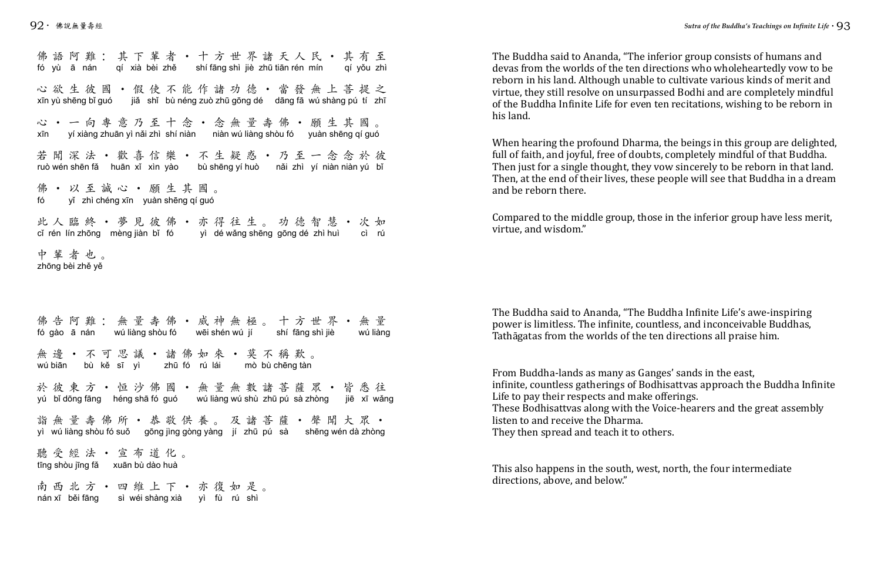佛語阿難：其下輩者・十方世界諸天人民・其有至
fó yù ā nán qí xià bèi zhě shí fāng shì jiè zhū tiān rén mín qí yǒu zhì

心欲生彼國・假使不能作諸功德・當發無上菩提之
xīn yù shēng bǐ guó jiǎ shǐ bù néng zuò zhū gōng dé dāng fā wú shàng pú tí zhī

心・一向專意乃至十念・念無量壽佛・願生其國。
xīn yí xiàng zhuān yì nǎi zhì shí niàn niàn wú liàng shòu fó yuàn shēng qí guó

若聞深法・歡喜信樂・不生疑惑・乃至一念念於彼
ruò wén shēn fǎ huān xǐ xìn yào bù shēng yí huò nǎi zhì yí niàn niàn yú bǐ

佛・以至誠心・願生其國。
fó yǐ zhì chéng xīn yuàn shēng qí guó

此人臨終・夢見彼佛・亦得往生。功德智慧・次如
cǐ rén lín zhōng mèng jiàn bǐ fó yì dé wǎng shēng gōng dé zhì huì cì rú

中輩者也。
zhōng bèi zhě yě

The Buddha said to Ananda, "The inferior group consists of humans and devas from the worlds of the ten directions who wholeheartedly vow to be reborn in his land. Although unable to cultivate various kinds of merit and virtue, they still resolve on unsurpassed Bodhi and are completely mindful of the Buddha Infinite Life for even ten recitations, wishing to be reborn in his land.

When hearing the profound Dharma, the beings in this group are delighted, full of faith, and joyful, free of doubts, completely mindful of that Buddha. Then just for a single thought, they vow sincerely to be reborn in that land. Then, at the end of their lives, these people will see that Buddha in a dream and be reborn there.

Compared to the middle group, those in the inferior group have less merit, virtue, and wisdom."

佛告阿難：無量壽佛・威神無極。十方世界・無量
fó gào ā nán wú liàng shòu fó wēi shén wú jí shí fāng shì jiè wú liàng

無邊・不可思議・諸佛如來・莫不稱歎。
wú biān bù kě sī yì zhū fó rú lái mò bù chēng tàn

於彼東方・恒沙佛國・無量無數諸菩薩眾・皆悉往
yú bǐ dōng fāng héng shā fó guó wú liàng wú shù zhū pú sà zhòng jiē xī wǎng

詣無量壽佛所・恭敬供養。及諸菩薩・聲聞大眾・
yì wú liàng shòu fó suǒ gōng jìng gòng yàng jí zhū pú sà shēng wén dà zhòng

聽受經法・宣布道化。
tīng shòu jīng fǎ xuān bù dào huà

南西北方・四維上下・亦復如是。
nán xī běi fāng sì wéi shàng xià yì fù rú shì

The Buddha said to Ananda, "The Buddha Infinite Life's awe-inspiring power is limitless. The infinite, countless, and inconceivable Buddhas, Tathāgatas from the worlds of the ten directions all praise him.

From Buddha-lands as many as Ganges' sands in the east,
infinite, countless gatherings of Bodhisattvas approach the Buddha Infinite Life to pay their respects and make offerings.
These Bodhisattvas along with the Voice-hearers and the great assembly listen to and receive the Dharma.
They then spread and teach it to others.

This also happens in the south, west, north, the four intermediate directions, above, and below."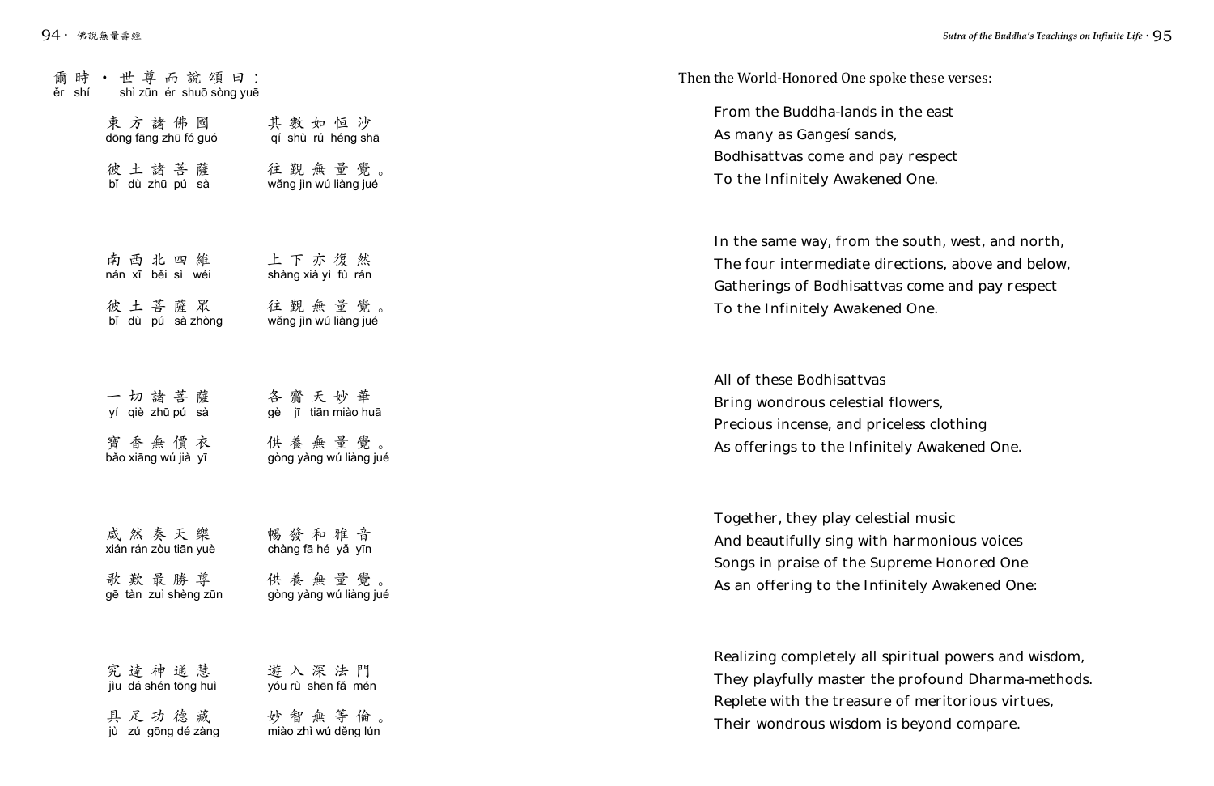爾時・世尊而說頌曰：
ěr shí shì zūn ér shuō sòng yuē

東方諸佛國 其數如恒沙
dōng fāng zhū fó guó qí shù rú héng shā

彼土諸菩薩 往覲無量覺。
bǐ dù zhū pú sà wǎng jìn wú liàng jué

南西北四維 上下亦復然
nán xī běi sì wéi shàng xià yì fù rán

彼土菩薩眾 往覲無量覺。
bǐ dù pú sà zhòng wǎng jìn wú liàng jué

一切諸菩薩 各齎天妙華
yí qiè zhū pú sà gè jī tiān miào huā

寶香無價衣 供養無量覺。
bǎo xiāng wú jià yī gòng yàng wú liàng jué

咸然奏天樂 暢發和雅音
xián rán zòu tiān yuè chàng fā hé yǎ yīn

歌歎最勝尊 供養無量覺。
gē tàn zuì shèng zūn gòng yàng wú liàng jué

究達神通慧 遊入深法門
jiù dá shén tōng huì yóu rù shēn fǎ mén

具足功德藏 妙智無等倫。
jù zú gōng dé zàng miào zhì wú děng lún

Then the World-Honored One spoke these verses:

From the Buddha-lands in the east
As many as Gangesí sands,
Bodhisattvas come and pay respect
To the Infinitely Awakened One.

In the same way, from the south, west, and north,
The four intermediate directions, above and below,
Gatherings of Bodhisattvas come and pay respect
To the Infinitely Awakened One.

All of these Bodhisattvas
Bring wondrous celestial flowers,
Precious incense, and priceless clothing
As offerings to the Infinitely Awakened One.

Together, they play celestial music
And beautifully sing with harmonious voices
Songs in praise of the Supreme Honored One
As an offering to the Infinitely Awakened One:

Realizing completely all spiritual powers and wisdom,
They playfully master the profound Dharma-methods.
Replete with the treasure of meritorious virtues,
Their wondrous wisdom is beyond compare.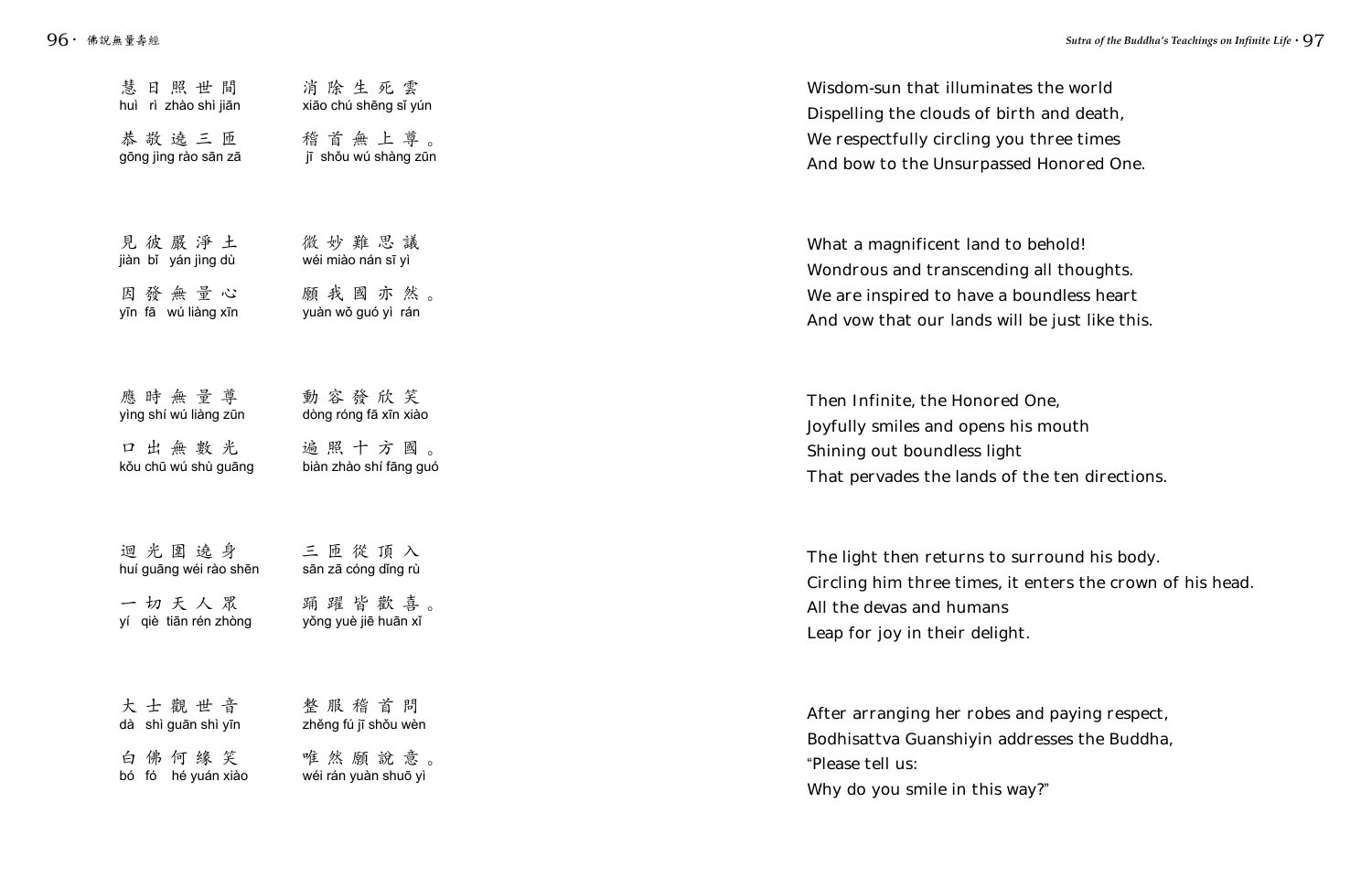慧 日 照 世 間　　消 除 生 死 雲
huì rì zhào shì jiān　　xiāo chú shēng sǐ yún

恭 敬 遶 三 匝　　稽 首 無 上 尊 。
gōng jìng rào sān zā　　jī shǒu wú shàng zūn

見 彼 嚴 淨 土　　微 妙 難 思 議
jiàn bǐ yán jìng dù　　wéi miào nán sī yì

因 發 無 量 心　　願 我 國 亦 然 。
yīn fā wú liàng xīn　　yuàn wǒ guó yì rán

應 時 無 量 尊　　動 容 發 欣 笑
yìng shí wú liàng zūn　　dòng róng fā xīn xiào

口 出 無 數 光　　遍 照 十 方 國 。
kǒu chū wú shù guāng　　biàn zhào shí fāng guó

迴 光 圍 遶 身　　三 匝 從 頂 入
huí guāng wéi rào shēn　　sān zā cóng dǐng rù

一 切 天 人 眾　　踊 躍 皆 歡 喜 。
yí qiè tiān rén zhòng　　yǒng yuè jiē huān xǐ

大 士 觀 世 音　　整 服 稽 首 問
dà shì guān shì yīn　　zhěng fú jī shǒu wèn

白 佛 何 緣 笑　　唯 然 願 說 意 。
bó fó hé yuán xiào　　wéi rán yuàn shuō yì

Wisdom-sun that illuminates the world
Dispelling the clouds of birth and death,
We respectfully circling you three times
And bow to the Unsurpassed Honored One.

What a magnificent land to behold!
Wondrous and transcending all thoughts.
We are inspired to have a boundless heart
And vow that our lands will be just like this.

Then Infinite, the Honored One,
Joyfully smiles and opens his mouth
Shining out boundless light
That pervades the lands of the ten directions.

The light then returns to surround his body.
Circling him three times, it enters the crown of his head.
All the devas and humans
Leap for joy in their delight.

After arranging her robes and paying respect,
Bodhisattva Guanshiyin addresses the Buddha,
"Please tell us:
Why do you smile in this way?"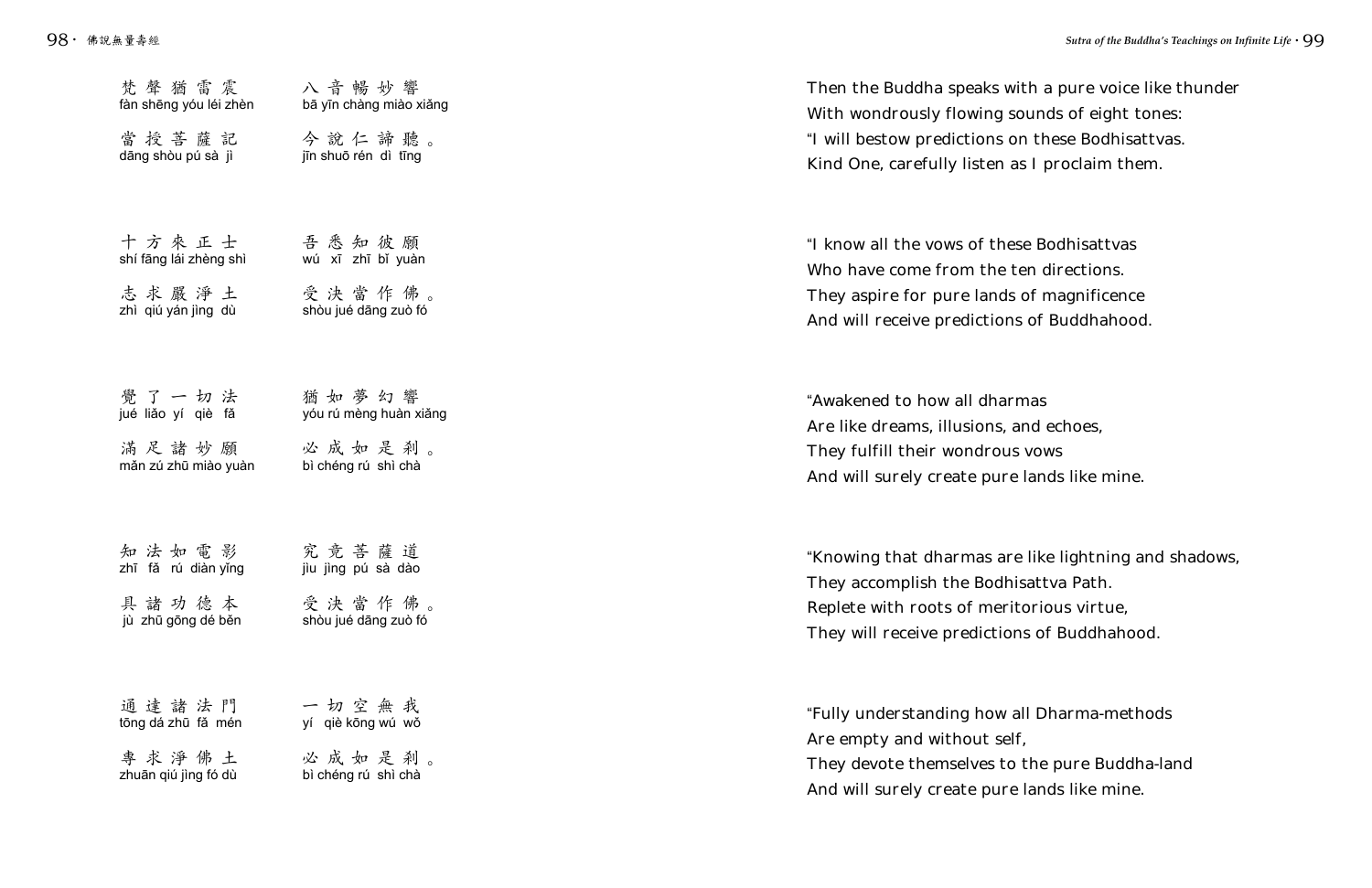梵聲猶雷震　八音暢妙響
fàn shēng yóu léi zhèn　bā yīn chàng miào xiǎng

當授菩薩記　今說仁諦聽。
dāng shòu pú sà jì　jīn shuō rén dì tīng

十方來正士　吾悉知彼願
shí fāng lái zhèng shì　wú xī zhī bǐ yuàn

志求嚴淨土　受決當作佛。
zhì qiú yán jìng dù　shòu jué dāng zuò fó

覺了一切法　猶如夢幻響
jué liǎo yí qiè fǎ　yóu rú mèng huàn xiǎng

滿足諸妙願　必成如是剎。
mǎn zú zhū miào yuàn　bì chéng rú shì chà

知法如電影　究竟菩薩道
zhī fǎ rú diàn yǐng　jiu jìng pú sà dào

具諸功德本　受決當作佛。
jù zhū gōng dé běn　shòu jué dāng zuò fó

通達諸法門　一切空無我
tōng dá zhū fǎ mén　yí qiè kōng wú wǒ

專求淨佛土　必成如是剎。
zhuān qiú jìng fó dù　bì chéng rú shì chà

Then the Buddha speaks with a pure voice like thunder
With wondrously flowing sounds of eight tones:
"I will bestow predictions on these Bodhisattvas.
Kind One, carefully listen as I proclaim them.

"I know all the vows of these Bodhisattvas
Who have come from the ten directions.
They aspire for pure lands of magnificence
And will receive predictions of Buddhahood.

"Awakened to how all dharmas
Are like dreams, illusions, and echoes,
They fulfill their wondrous vows
And will surely create pure lands like mine.

"Knowing that dharmas are like lightning and shadows,
They accomplish the Bodhisattva Path.
Replete with roots of meritorious virtue,
They will receive predictions of Buddhahood.

"Fully understanding how all Dharma-methods
Are empty and without self,
They devote themselves to the pure Buddha-land
And will surely create pure lands like mine.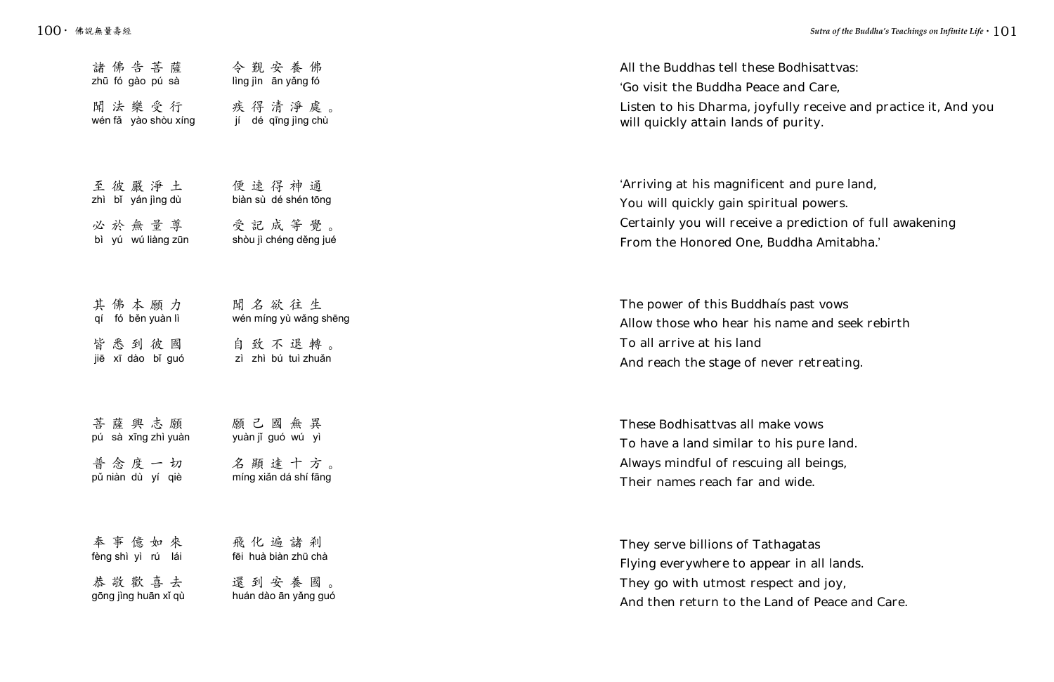諸佛告菩薩　　令覲安養佛
zhū fó gào pú sà　　lìng jìn ān yǎng fó

聞法樂受行　　疾得清淨處。
wén fǎ yào shòu xíng　　jí dé qīng jìng chù

至彼嚴淨土　　便速得神通
zhì bǐ yán jìng dù　　biàn sù dé shén tōng

必於無量尊　　受記成等覺。
bì yú wú liàng zūn　　shòu jì chéng děng jué

其佛本願力　　聞名欲往生
qí fó běn yuàn lì　　wén míng yù wǎng shēng

皆悉到彼國　　自致不退轉。
jiē xī dào bǐ guó　　zì zhì bú tuì zhuǎn

菩薩興志願　　願己國無異
pú sà xīng zhì yuàn　　yuàn jǐ guó wú yì

普念度一切　　名顯達十方。
pǔ niàn dù yí qiè　　míng xiǎn dá shí fāng

奉事億如來　　飛化遍諸剎
fèng shì yì rú lái　　fēi huà biàn zhū chà

恭敬歡喜去　　還到安養國。
gōng jìng huān xǐ qù　　huán dào ān yǎng guó

All the Buddhas tell these Bodhisattvas:
'Go visit the Buddha Peace and Care,
Listen to his Dharma, joyfully receive and practice it, And you will quickly attain lands of purity.

'Arriving at his magnificent and pure land,
You will quickly gain spiritual powers.
Certainly you will receive a prediction of full awakening
From the Honored One, Buddha Amitabha.'

The power of this Buddhaís past vows
Allow those who hear his name and seek rebirth
To all arrive at his land
And reach the stage of never retreating.

These Bodhisattvas all make vows
To have a land similar to his pure land.
Always mindful of rescuing all beings,
Their names reach far and wide.

They serve billions of Tathagatas
Flying everywhere to appear in all lands.
They go with utmost respect and joy,
And then return to the Land of Peace and Care.